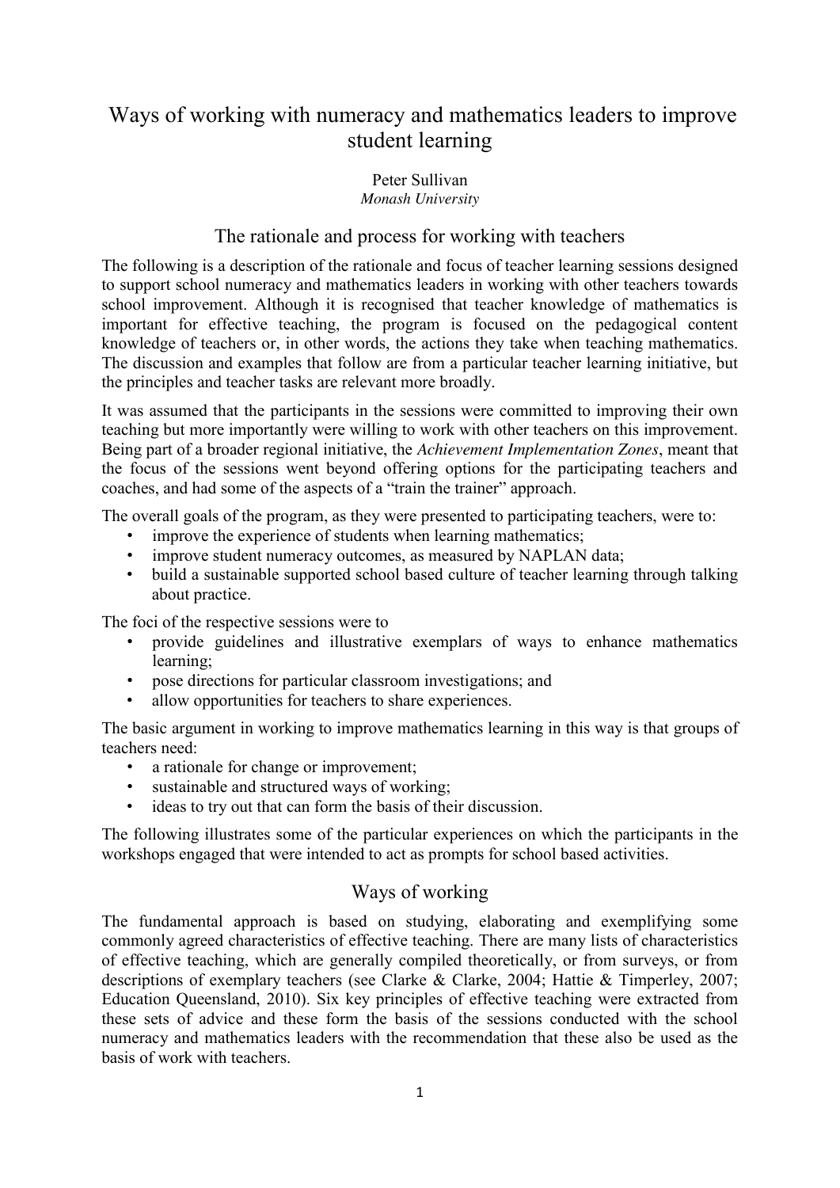# Ways of working with numeracy and mathematics leaders to improve student learning

Peter Sullivan
*Monash University*

## The rationale and process for working with teachers

The following is a description of the rationale and focus of teacher learning sessions designed to support school numeracy and mathematics leaders in working with other teachers towards school improvement. Although it is recognised that teacher knowledge of mathematics is important for effective teaching, the program is focused on the pedagogical content knowledge of teachers or, in other words, the actions they take when teaching mathematics. The discussion and examples that follow are from a particular teacher learning initiative, but the principles and teacher tasks are relevant more broadly.

It was assumed that the participants in the sessions were committed to improving their own teaching but more importantly were willing to work with other teachers on this improvement. Being part of a broader regional initiative, the *Achievement Implementation Zones*, meant that the focus of the sessions went beyond offering options for the participating teachers and coaches, and had some of the aspects of a "train the trainer" approach.

The overall goals of the program, as they were presented to participating teachers, were to:

- improve the experience of students when learning mathematics;
- improve student numeracy outcomes, as measured by NAPLAN data;
- build a sustainable supported school based culture of teacher learning through talking about practice.

The foci of the respective sessions were to

- provide guidelines and illustrative exemplars of ways to enhance mathematics learning;
- pose directions for particular classroom investigations; and
- allow opportunities for teachers to share experiences.

The basic argument in working to improve mathematics learning in this way is that groups of teachers need:

- a rationale for change or improvement;
- sustainable and structured ways of working;
- ideas to try out that can form the basis of their discussion.

The following illustrates some of the particular experiences on which the participants in the workshops engaged that were intended to act as prompts for school based activities.

## Ways of working

The fundamental approach is based on studying, elaborating and exemplifying some commonly agreed characteristics of effective teaching. There are many lists of characteristics of effective teaching, which are generally compiled theoretically, or from surveys, or from descriptions of exemplary teachers (see Clarke & Clarke, 2004; Hattie & Timperley, 2007; Education Queensland, 2010). Six key principles of effective teaching were extracted from these sets of advice and these form the basis of the sessions conducted with the school numeracy and mathematics leaders with the recommendation that these also be used as the basis of work with teachers.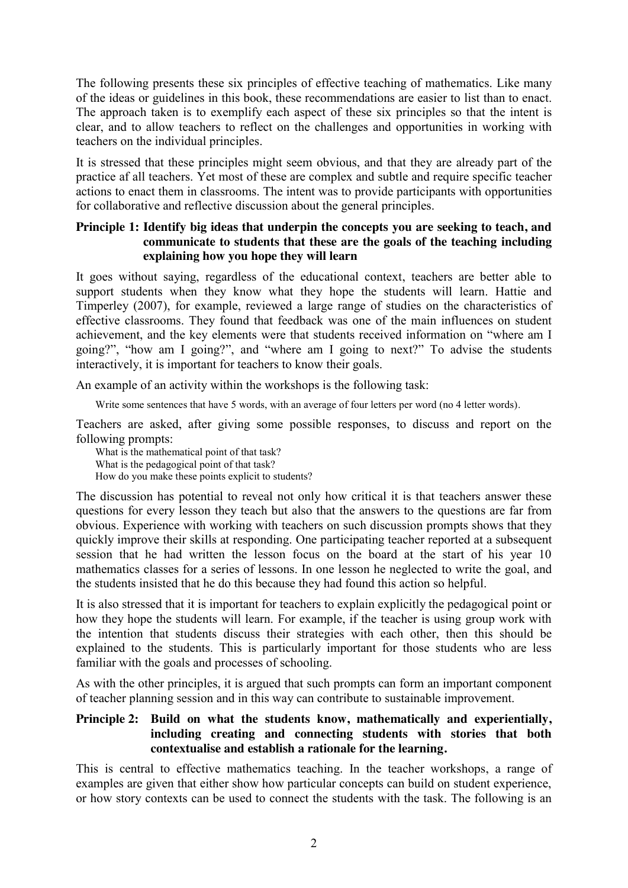The following presents these six principles of effective teaching of mathematics. Like many of the ideas or guidelines in this book, these recommendations are easier to list than to enact. The approach taken is to exemplify each aspect of these six principles so that the intent is clear, and to allow teachers to reflect on the challenges and opportunities in working with teachers on the individual principles.

It is stressed that these principles might seem obvious, and that they are already part of the practice af all teachers. Yet most of these are complex and subtle and require specific teacher actions to enact them in classrooms. The intent was to provide participants with opportunities for collaborative and reflective discussion about the general principles.

### Principle 1: Identify big ideas that underpin the concepts you are seeking to teach, and communicate to students that these are the goals of the teaching including explaining how you hope they will learn

It goes without saying, regardless of the educational context, teachers are better able to support students when they know what they hope the students will learn. Hattie and Timperley (2007), for example, reviewed a large range of studies on the characteristics of effective classrooms. They found that feedback was one of the main influences on student achievement, and the key elements were that students received information on "where am I going?", "how am I going?", and "where am I going to next?" To advise the students interactively, it is important for teachers to know their goals.

An example of an activity within the workshops is the following task:

> Write some sentences that have 5 words, with an average of four letters per word (no 4 letter words).

Teachers are asked, after giving some possible responses, to discuss and report on the following prompts:

> What is the mathematical point of that task?
> What is the pedagogical point of that task?
> How do you make these points explicit to students?

The discussion has potential to reveal not only how critical it is that teachers answer these questions for every lesson they teach but also that the answers to the questions are far from obvious. Experience with working with teachers on such discussion prompts shows that they quickly improve their skills at responding. One participating teacher reported at a subsequent session that he had written the lesson focus on the board at the start of his year 10 mathematics classes for a series of lessons. In one lesson he neglected to write the goal, and the students insisted that he do this because they had found this action so helpful.

It is also stressed that it is important for teachers to explain explicitly the pedagogical point or how they hope the students will learn. For example, if the teacher is using group work with the intention that students discuss their strategies with each other, then this should be explained to the students. This is particularly important for those students who are less familiar with the goals and processes of schooling.

As with the other principles, it is argued that such prompts can form an important component of teacher planning session and in this way can contribute to sustainable improvement.

### Principle 2: Build on what the students know, mathematically and experientially, including creating and connecting students with stories that both contextualise and establish a rationale for the learning.

This is central to effective mathematics teaching. In the teacher workshops, a range of examples are given that either show how particular concepts can build on student experience, or how story contexts can be used to connect the students with the task. The following is an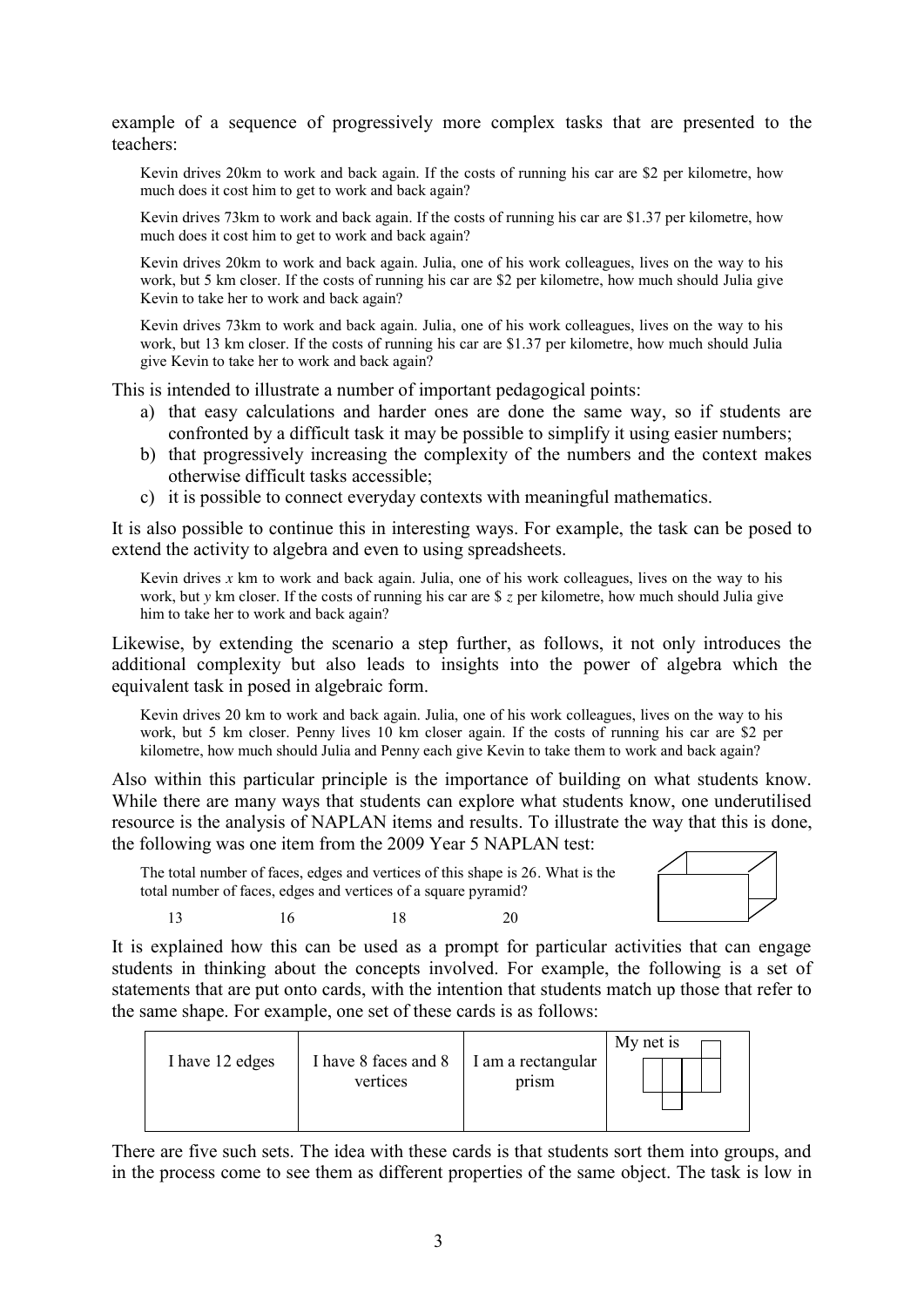example of a sequence of progressively more complex tasks that are presented to the teachers:

> Kevin drives 20km to work and back again. If the costs of running his car are \$2 per kilometre, how much does it cost him to get to work and back again?
>
> Kevin drives 73km to work and back again. If the costs of running his car are \$1.37 per kilometre, how much does it cost him to get to work and back again?
>
> Kevin drives 20km to work and back again. Julia, one of his work colleagues, lives on the way to his work, but 5 km closer. If the costs of running his car are \$2 per kilometre, how much should Julia give Kevin to take her to work and back again?
>
> Kevin drives 73km to work and back again. Julia, one of his work colleagues, lives on the way to his work, but 13 km closer. If the costs of running his car are \$1.37 per kilometre, how much should Julia give Kevin to take her to work and back again?

This is intended to illustrate a number of important pedagogical points:

a) that easy calculations and harder ones are done the same way, so if students are confronted by a difficult task it may be possible to simplify it using easier numbers;
b) that progressively increasing the complexity of the numbers and the context makes otherwise difficult tasks accessible;
c) it is possible to connect everyday contexts with meaningful mathematics.

It is also possible to continue this in interesting ways. For example, the task can be posed to extend the activity to algebra and even to using spreadsheets.

> Kevin drives $x$ km to work and back again. Julia, one of his work colleagues, lives on the way to his work, but $y$ km closer. If the costs of running his car are \$ $z$ per kilometre, how much should Julia give him to take her to work and back again?

Likewise, by extending the scenario a step further, as follows, it not only introduces the additional complexity but also leads to insights into the power of algebra which the equivalent task in posed in algebraic form.

> Kevin drives 20 km to work and back again. Julia, one of his work colleagues, lives on the way to his work, but 5 km closer. Penny lives 10 km closer again. If the costs of running his car are \$2 per kilometre, how much should Julia and Penny each give Kevin to take them to work and back again?

Also within this particular principle is the importance of building on what students know. While there are many ways that students can explore what students know, one underutilised resource is the analysis of NAPLAN items and results. To illustrate the way that this is done, the following was one item from the 2009 Year 5 NAPLAN test:

> The total number of faces, edges and vertices of this shape is 26. What is the total number of faces, edges and vertices of a square pyramid?
>
> 13 16 18 20

It is explained how this can be used as a prompt for particular activities that can engage students in thinking about the concepts involved. For example, the following is a set of statements that are put onto cards, with the intention that students match up those that refer to the same shape. For example, one set of these cards is as follows:

| I have 12 edges | I have 8 faces and 8 vertices | I am a rectangular prism | My net is |
|---|---|---|---|

There are five such sets. The idea with these cards is that students sort them into groups, and in the process come to see them as different properties of the same object. The task is low in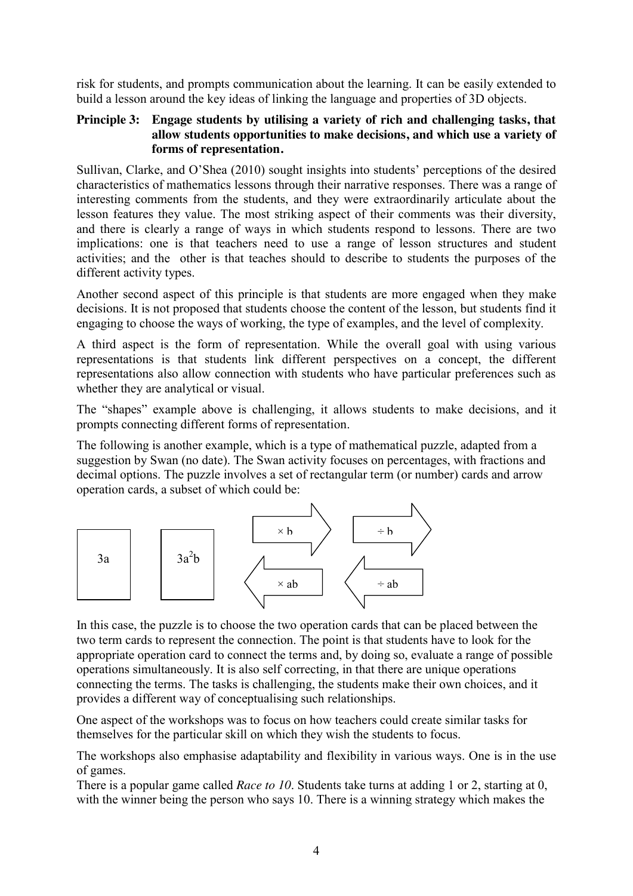risk for students, and prompts communication about the learning. It can be easily extended to build a lesson around the key ideas of linking the language and properties of 3D objects.

**Principle 3: Engage students by utilising a variety of rich and challenging tasks, that allow students opportunities to make decisions, and which use a variety of forms of representation.**

Sullivan, Clarke, and O'Shea (2010) sought insights into students' perceptions of the desired characteristics of mathematics lessons through their narrative responses. There was a range of interesting comments from the students, and they were extraordinarily articulate about the lesson features they value. The most striking aspect of their comments was their diversity, and there is clearly a range of ways in which students respond to lessons. There are two implications: one is that teachers need to use a range of lesson structures and student activities; and the other is that teaches should to describe to students the purposes of the different activity types.

Another second aspect of this principle is that students are more engaged when they make decisions. It is not proposed that students choose the content of the lesson, but students find it engaging to choose the ways of working, the type of examples, and the level of complexity.

A third aspect is the form of representation. While the overall goal with using various representations is that students link different perspectives on a concept, the different representations also allow connection with students who have particular preferences such as whether they are analytical or visual.

The "shapes" example above is challenging, it allows students to make decisions, and it prompts connecting different forms of representation.

The following is another example, which is a type of mathematical puzzle, adapted from a suggestion by Swan (no date). The Swan activity focuses on percentages, with fractions and decimal options. The puzzle involves a set of rectangular term (or number) cards and arrow operation cards, a subset of which could be:

$3a$ $\quad$ $3a^2b$ $\quad$ $\times\, b$ (→) $\quad$ $\div\, b$ (→) $\quad$ $\times\, ab$ (←) $\quad$ $\div\, ab$ (←)

In this case, the puzzle is to choose the two operation cards that can be placed between the two term cards to represent the connection. The point is that students have to look for the appropriate operation card to connect the terms and, by doing so, evaluate a range of possible operations simultaneously. It is also self correcting, in that there are unique operations connecting the terms. The tasks is challenging, the students make their own choices, and it provides a different way of conceptualising such relationships.

One aspect of the workshops was to focus on how teachers could create similar tasks for themselves for the particular skill on which they wish the students to focus.

The workshops also emphasise adaptability and flexibility in various ways. One is in the use of games.

There is a popular game called *Race to 10*. Students take turns at adding 1 or 2, starting at 0, with the winner being the person who says 10. There is a winning strategy which makes the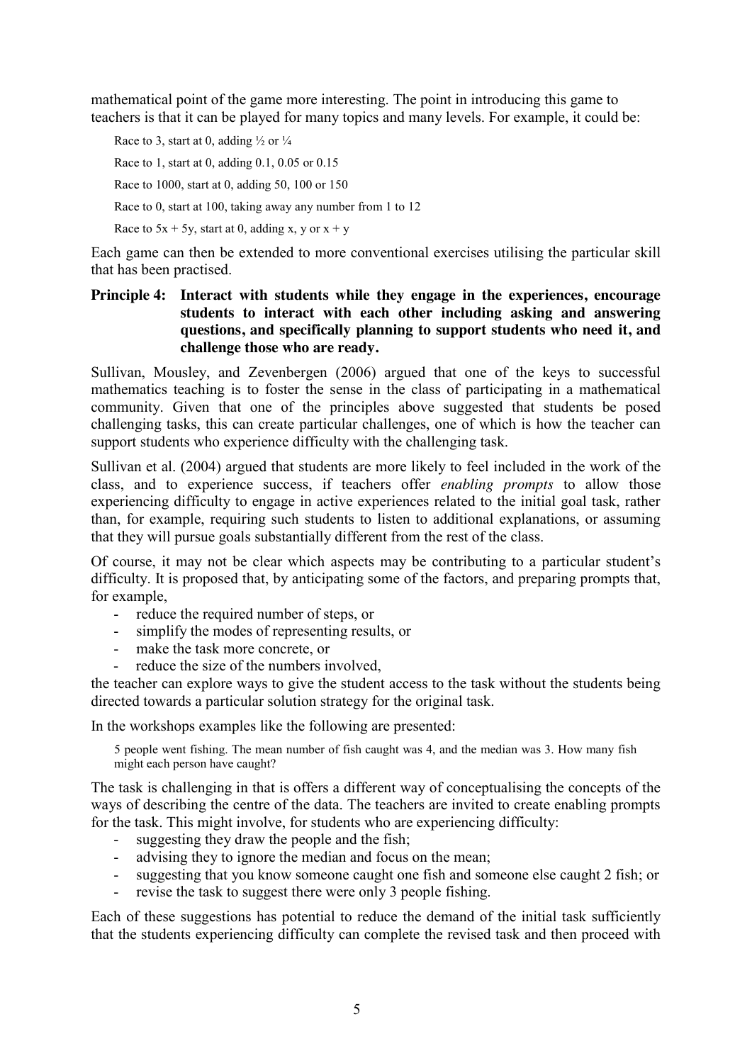mathematical point of the game more interesting. The point in introducing this game to teachers is that it can be played for many topics and many levels. For example, it could be:

> Race to 3, start at 0, adding ½ or ¼
>
> Race to 1, start at 0, adding 0.1, 0.05 or 0.15
>
> Race to 1000, start at 0, adding 50, 100 or 150
>
> Race to 0, start at 100, taking away any number from 1 to 12
>
> Race to $5x + 5y$, start at 0, adding x, y or $x + y$

Each game can then be extended to more conventional exercises utilising the particular skill that has been practised.

**Principle 4: Interact with students while they engage in the experiences, encourage students to interact with each other including asking and answering questions, and specifically planning to support students who need it, and challenge those who are ready.**

Sullivan, Mousley, and Zevenbergen (2006) argued that one of the keys to successful mathematics teaching is to foster the sense in the class of participating in a mathematical community. Given that one of the principles above suggested that students be posed challenging tasks, this can create particular challenges, one of which is how the teacher can support students who experience difficulty with the challenging task.

Sullivan et al. (2004) argued that students are more likely to feel included in the work of the class, and to experience success, if teachers offer *enabling prompts* to allow those experiencing difficulty to engage in active experiences related to the initial goal task, rather than, for example, requiring such students to listen to additional explanations, or assuming that they will pursue goals substantially different from the rest of the class.

Of course, it may not be clear which aspects may be contributing to a particular student's difficulty. It is proposed that, by anticipating some of the factors, and preparing prompts that, for example,

- reduce the required number of steps, or
- simplify the modes of representing results, or
- make the task more concrete, or
- reduce the size of the numbers involved,

the teacher can explore ways to give the student access to the task without the students being directed towards a particular solution strategy for the original task.

In the workshops examples like the following are presented:

> 5 people went fishing. The mean number of fish caught was 4, and the median was 3. How many fish might each person have caught?

The task is challenging in that is offers a different way of conceptualising the concepts of the ways of describing the centre of the data. The teachers are invited to create enabling prompts for the task. This might involve, for students who are experiencing difficulty:

- suggesting they draw the people and the fish;
- advising they to ignore the median and focus on the mean;
- suggesting that you know someone caught one fish and someone else caught 2 fish; or
- revise the task to suggest there were only 3 people fishing.

Each of these suggestions has potential to reduce the demand of the initial task sufficiently that the students experiencing difficulty can complete the revised task and then proceed with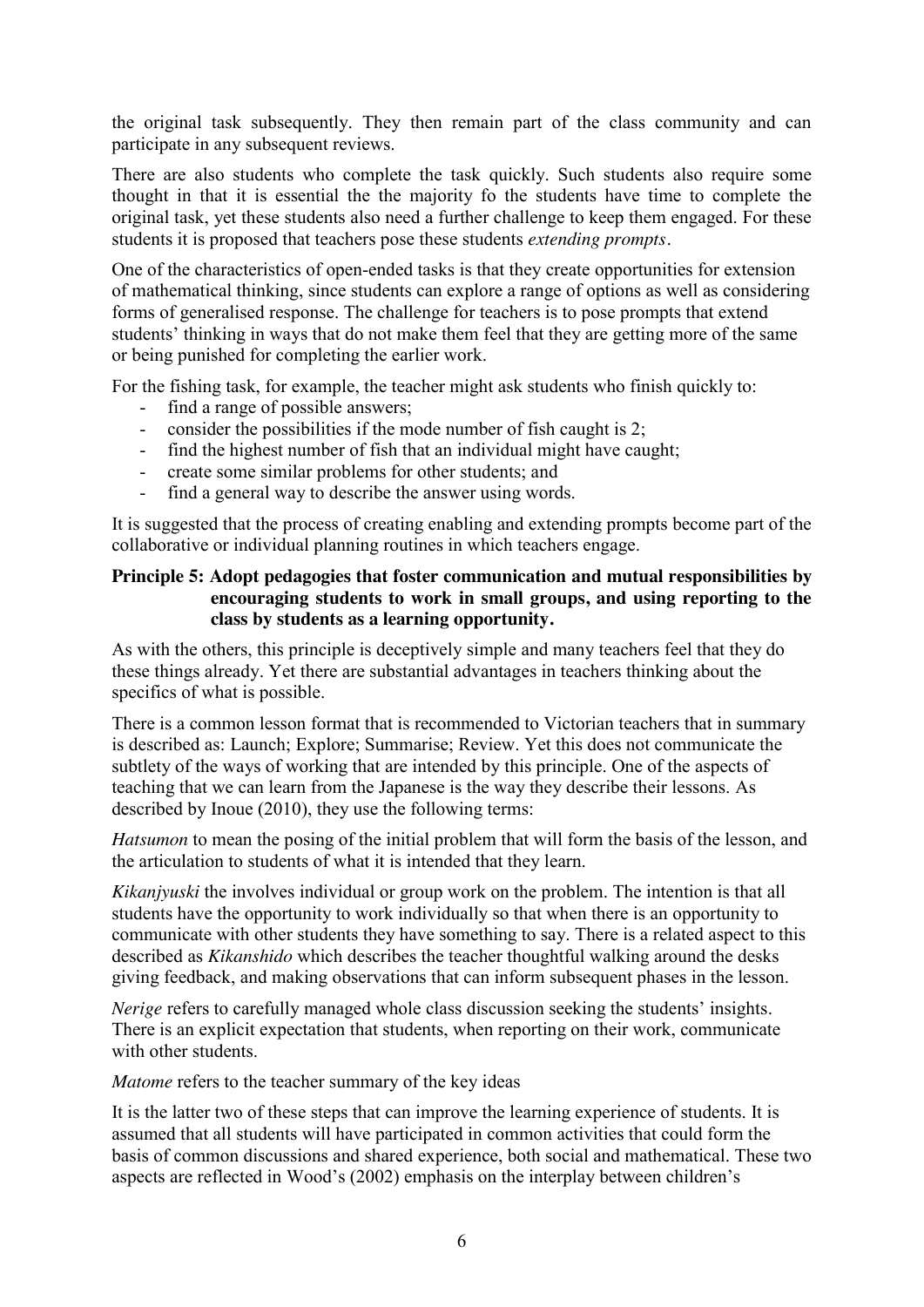the original task subsequently. They then remain part of the class community and can participate in any subsequent reviews.

There are also students who complete the task quickly. Such students also require some thought in that it is essential the the majority fo the students have time to complete the original task, yet these students also need a further challenge to keep them engaged. For these students it is proposed that teachers pose these students *extending prompts*.

One of the characteristics of open-ended tasks is that they create opportunities for extension of mathematical thinking, since students can explore a range of options as well as considering forms of generalised response. The challenge for teachers is to pose prompts that extend students' thinking in ways that do not make them feel that they are getting more of the same or being punished for completing the earlier work.

For the fishing task, for example, the teacher might ask students who finish quickly to:

- find a range of possible answers;
- consider the possibilities if the mode number of fish caught is 2;
- find the highest number of fish that an individual might have caught;
- create some similar problems for other students; and
- find a general way to describe the answer using words.

It is suggested that the process of creating enabling and extending prompts become part of the collaborative or individual planning routines in which teachers engage.

**Principle 5: Adopt pedagogies that foster communication and mutual responsibilities by encouraging students to work in small groups, and using reporting to the class by students as a learning opportunity.**

As with the others, this principle is deceptively simple and many teachers feel that they do these things already. Yet there are substantial advantages in teachers thinking about the specifics of what is possible.

There is a common lesson format that is recommended to Victorian teachers that in summary is described as: Launch; Explore; Summarise; Review. Yet this does not communicate the subtlety of the ways of working that are intended by this principle. One of the aspects of teaching that we can learn from the Japanese is the way they describe their lessons. As described by Inoue (2010), they use the following terms:

*Hatsumon* to mean the posing of the initial problem that will form the basis of the lesson, and the articulation to students of what it is intended that they learn.

*Kikanjyuski* the involves individual or group work on the problem. The intention is that all students have the opportunity to work individually so that when there is an opportunity to communicate with other students they have something to say. There is a related aspect to this described as *Kikanshido* which describes the teacher thoughtful walking around the desks giving feedback, and making observations that can inform subsequent phases in the lesson.

*Nerige* refers to carefully managed whole class discussion seeking the students' insights. There is an explicit expectation that students, when reporting on their work, communicate with other students.

*Matome* refers to the teacher summary of the key ideas

It is the latter two of these steps that can improve the learning experience of students. It is assumed that all students will have participated in common activities that could form the basis of common discussions and shared experience, both social and mathematical. These two aspects are reflected in Wood's (2002) emphasis on the interplay between children's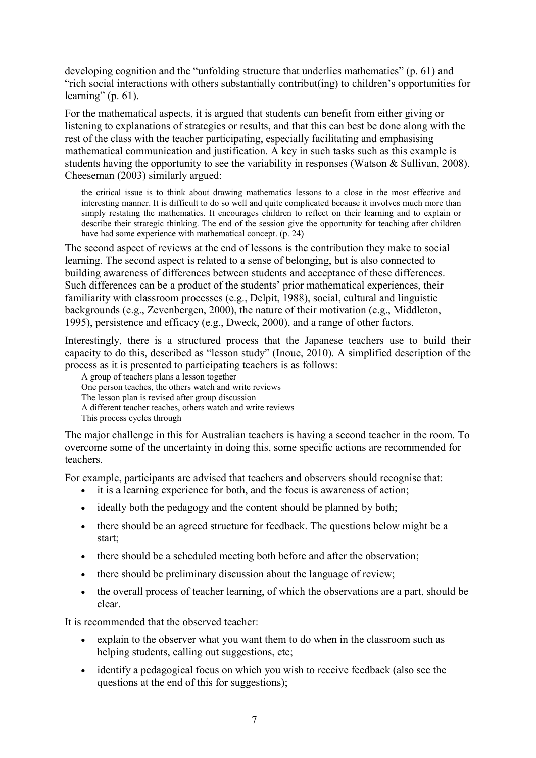developing cognition and the "unfolding structure that underlies mathematics" (p. 61) and "rich social interactions with others substantially contribut(ing) to children's opportunities for learning" (p. 61).

For the mathematical aspects, it is argued that students can benefit from either giving or listening to explanations of strategies or results, and that this can best be done along with the rest of the class with the teacher participating, especially facilitating and emphasising mathematical communication and justification. A key in such tasks such as this example is students having the opportunity to see the variability in responses (Watson & Sullivan, 2008). Cheeseman (2003) similarly argued:

> the critical issue is to think about drawing mathematics lessons to a close in the most effective and interesting manner. It is difficult to do so well and quite complicated because it involves much more than simply restating the mathematics. It encourages children to reflect on their learning and to explain or describe their strategic thinking. The end of the session give the opportunity for teaching after children have had some experience with mathematical concept. (p. 24)

The second aspect of reviews at the end of lessons is the contribution they make to social learning. The second aspect is related to a sense of belonging, but is also connected to building awareness of differences between students and acceptance of these differences. Such differences can be a product of the students' prior mathematical experiences, their familiarity with classroom processes (e.g., Delpit, 1988), social, cultural and linguistic backgrounds (e.g., Zevenbergen, 2000), the nature of their motivation (e.g., Middleton, 1995), persistence and efficacy (e.g., Dweck, 2000), and a range of other factors.

Interestingly, there is a structured process that the Japanese teachers use to build their capacity to do this, described as "lesson study" (Inoue, 2010). A simplified description of the process as it is presented to participating teachers is as follows:

> A group of teachers plans a lesson together
> One person teaches, the others watch and write reviews
> The lesson plan is revised after group discussion
> A different teacher teaches, others watch and write reviews
> This process cycles through

The major challenge in this for Australian teachers is having a second teacher in the room. To overcome some of the uncertainty in doing this, some specific actions are recommended for teachers.

For example, participants are advised that teachers and observers should recognise that:

- it is a learning experience for both, and the focus is awareness of action;
- ideally both the pedagogy and the content should be planned by both;
- there should be an agreed structure for feedback. The questions below might be a start;
- there should be a scheduled meeting both before and after the observation;
- there should be preliminary discussion about the language of review;
- the overall process of teacher learning, of which the observations are a part, should be clear.

It is recommended that the observed teacher:

- explain to the observer what you want them to do when in the classroom such as helping students, calling out suggestions, etc;
- identify a pedagogical focus on which you wish to receive feedback (also see the questions at the end of this for suggestions);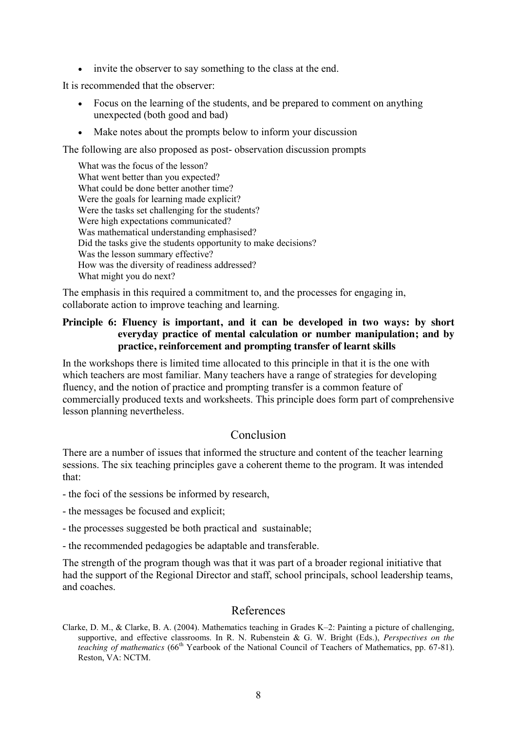- invite the observer to say something to the class at the end.

It is recommended that the observer:

- Focus on the learning of the students, and be prepared to comment on anything unexpected (both good and bad)
- Make notes about the prompts below to inform your discussion

The following are also proposed as post- observation discussion prompts

What was the focus of the lesson?
What went better than you expected?
What could be done better another time?
Were the goals for learning made explicit?
Were the tasks set challenging for the students?
Were high expectations communicated?
Was mathematical understanding emphasised?
Did the tasks give the students opportunity to make decisions?
Was the lesson summary effective?
How was the diversity of readiness addressed?
What might you do next?

The emphasis in this required a commitment to, and the processes for engaging in, collaborate action to improve teaching and learning.

**Principle 6: Fluency is important, and it can be developed in two ways: by short everyday practice of mental calculation or number manipulation; and by practice, reinforcement and prompting transfer of learnt skills**

In the workshops there is limited time allocated to this principle in that it is the one with which teachers are most familiar. Many teachers have a range of strategies for developing fluency, and the notion of practice and prompting transfer is a common feature of commercially produced texts and worksheets. This principle does form part of comprehensive lesson planning nevertheless.

## Conclusion

There are a number of issues that informed the structure and content of the teacher learning sessions. The six teaching principles gave a coherent theme to the program. It was intended that:

- the foci of the sessions be informed by research,
- the messages be focused and explicit;
- the processes suggested be both practical and sustainable;
- the recommended pedagogies be adaptable and transferable.

The strength of the program though was that it was part of a broader regional initiative that had the support of the Regional Director and staff, school principals, school leadership teams, and coaches.

## References

Clarke, D. M., & Clarke, B. A. (2004). Mathematics teaching in Grades K–2: Painting a picture of challenging, supportive, and effective classrooms. In R. N. Rubenstein & G. W. Bright (Eds.), *Perspectives on the teaching of mathematics* (66th Yearbook of the National Council of Teachers of Mathematics, pp. 67-81). Reston, VA: NCTM.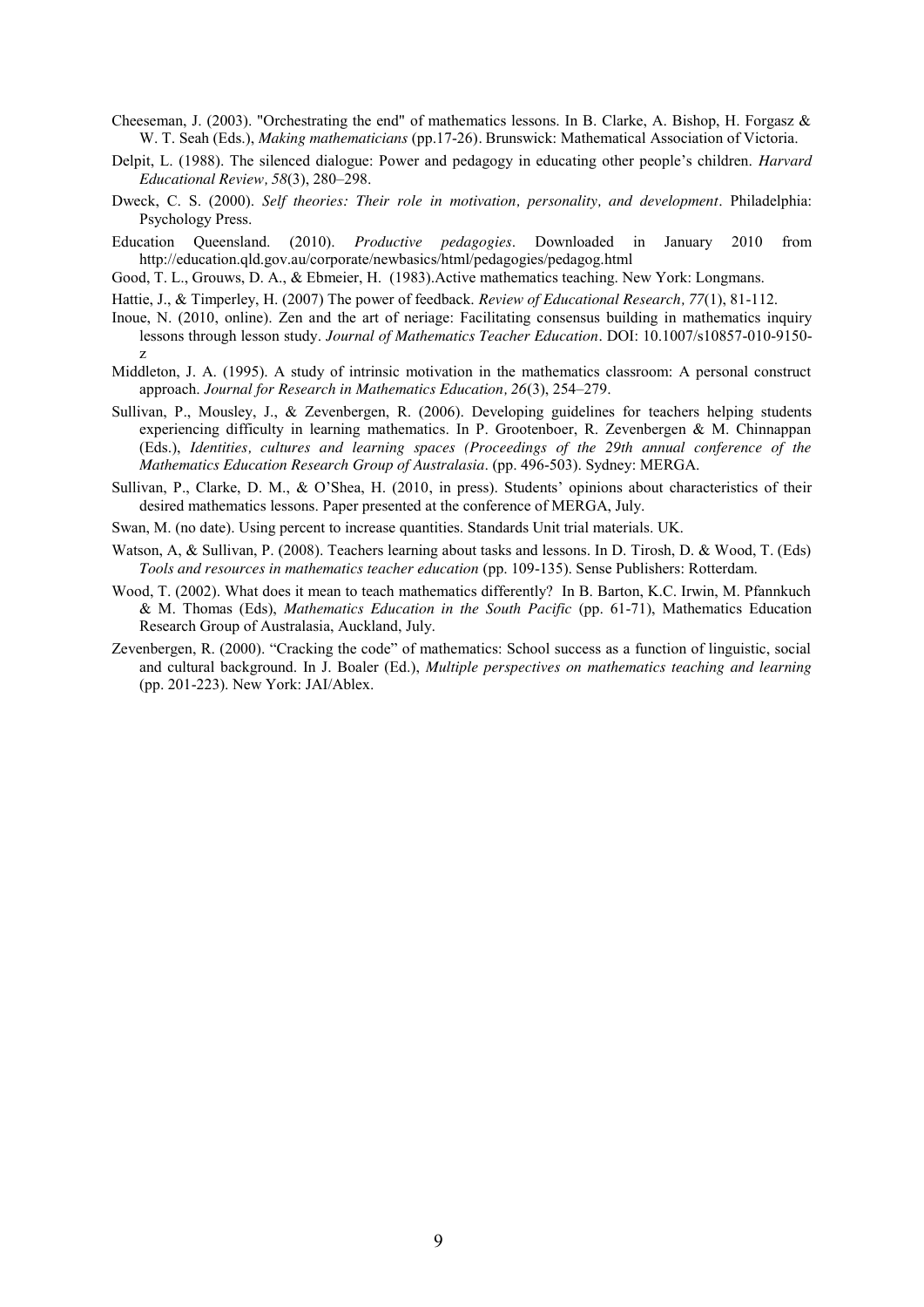Cheeseman, J. (2003). "Orchestrating the end" of mathematics lessons. In B. Clarke, A. Bishop, H. Forgasz & W. T. Seah (Eds.), *Making mathematicians* (pp.17-26). Brunswick: Mathematical Association of Victoria.

Delpit, L. (1988). The silenced dialogue: Power and pedagogy in educating other people's children. *Harvard Educational Review, 58*(3), 280–298.

Dweck, C. S. (2000). *Self theories: Their role in motivation, personality, and development*. Philadelphia: Psychology Press.

Education Queensland. (2010). *Productive pedagogies*. Downloaded in January 2010 from http://education.qld.gov.au/corporate/newbasics/html/pedagogies/pedagog.html

Good, T. L., Grouws, D. A., & Ebmeier, H. (1983).Active mathematics teaching. New York: Longmans.

Hattie, J., & Timperley, H. (2007) The power of feedback. *Review of Educational Research, 77*(1), 81-112.

Inoue, N. (2010, online). Zen and the art of neriage: Facilitating consensus building in mathematics inquiry lessons through lesson study. *Journal of Mathematics Teacher Education*. DOI: 10.1007/s10857-010-9150-z

Middleton, J. A. (1995). A study of intrinsic motivation in the mathematics classroom: A personal construct approach. *Journal for Research in Mathematics Education, 26*(3), 254–279.

Sullivan, P., Mousley, J., & Zevenbergen, R. (2006). Developing guidelines for teachers helping students experiencing difficulty in learning mathematics. In P. Grootenboer, R. Zevenbergen & M. Chinnappan (Eds.), *Identities, cultures and learning spaces (Proceedings of the 29th annual conference of the Mathematics Education Research Group of Australasia*. (pp. 496-503). Sydney: MERGA.

Sullivan, P., Clarke, D. M., & O'Shea, H. (2010, in press). Students' opinions about characteristics of their desired mathematics lessons. Paper presented at the conference of MERGA, July.

Swan, M. (no date). Using percent to increase quantities. Standards Unit trial materials. UK.

Watson, A, & Sullivan, P. (2008). Teachers learning about tasks and lessons. In D. Tirosh, D. & Wood, T. (Eds) *Tools and resources in mathematics teacher education* (pp. 109-135). Sense Publishers: Rotterdam.

Wood, T. (2002). What does it mean to teach mathematics differently? In B. Barton, K.C. Irwin, M. Pfannkuch & M. Thomas (Eds), *Mathematics Education in the South Pacific* (pp. 61-71), Mathematics Education Research Group of Australasia, Auckland, July.

Zevenbergen, R. (2000). "Cracking the code" of mathematics: School success as a function of linguistic, social and cultural background. In J. Boaler (Ed.), *Multiple perspectives on mathematics teaching and learning* (pp. 201-223). New York: JAI/Ablex.